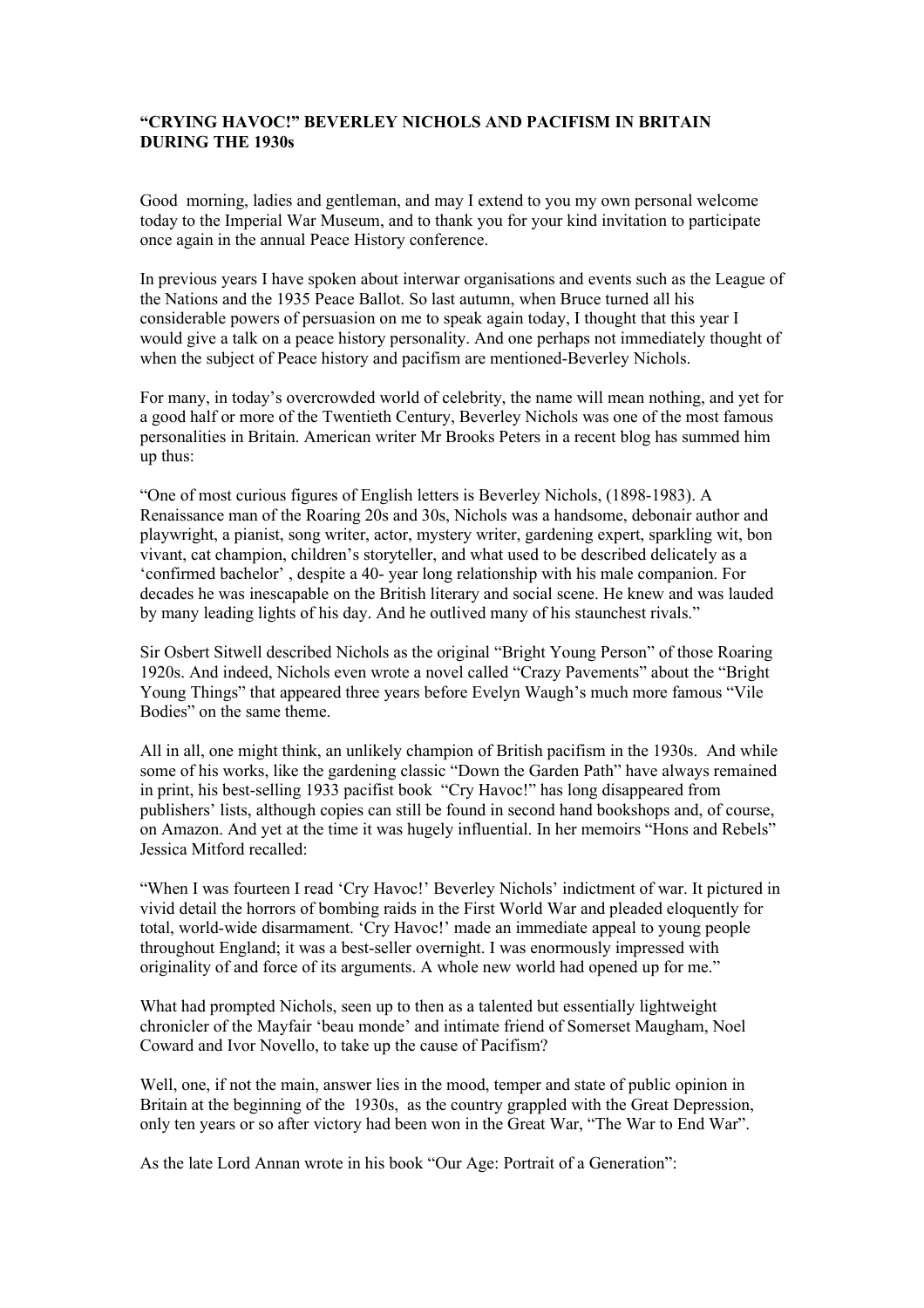**"CRYING HAVOC!" BEVERLEY NICHOLS AND PACIFISM IN BRITAIN DURING THE 1930s**

Good morning, ladies and gentleman, and may I extend to you my own personal welcome today to the Imperial War Museum, and to thank you for your kind invitation to participate once again in the annual Peace History conference.

In previous years I have spoken about interwar organisations and events such as the League of the Nations and the 1935 Peace Ballot. So last autumn, when Bruce turned all his considerable powers of persuasion on me to speak again today, I thought that this year I would give a talk on a peace history personality. And one perhaps not immediately thought of when the subject of Peace history and pacifism are mentioned-Beverley Nichols.

For many, in today's overcrowded world of celebrity, the name will mean nothing, and yet for a good half or more of the Twentieth Century, Beverley Nichols was one of the most famous personalities in Britain. American writer Mr Brooks Peters in a recent blog has summed him up thus:

"One of most curious figures of English letters is Beverley Nichols, (1898-1983). A Renaissance man of the Roaring 20s and 30s, Nichols was a handsome, debonair author and playwright, a pianist, song writer, actor, mystery writer, gardening expert, sparkling wit, bon vivant, cat champion, children's storyteller, and what used to be described delicately as a 'confirmed bachelor' , despite a 40- year long relationship with his male companion. For decades he was inescapable on the British literary and social scene. He knew and was lauded by many leading lights of his day. And he outlived many of his staunchest rivals."

Sir Osbert Sitwell described Nichols as the original "Bright Young Person" of those Roaring 1920s. And indeed, Nichols even wrote a novel called "Crazy Pavements" about the "Bright Young Things" that appeared three years before Evelyn Waugh's much more famous "Vile Bodies" on the same theme.

All in all, one might think, an unlikely champion of British pacifism in the 1930s. And while some of his works, like the gardening classic "Down the Garden Path" have always remained in print, his best-selling 1933 pacifist book "Cry Havoc!" has long disappeared from publishers' lists, although copies can still be found in second hand bookshops and, of course, on Amazon. And yet at the time it was hugely influential. In her memoirs "Hons and Rebels" Jessica Mitford recalled:

"When I was fourteen I read 'Cry Havoc!' Beverley Nichols' indictment of war. It pictured in vivid detail the horrors of bombing raids in the First World War and pleaded eloquently for total, world-wide disarmament. 'Cry Havoc!' made an immediate appeal to young people throughout England; it was a best-seller overnight. I was enormously impressed with originality of and force of its arguments. A whole new world had opened up for me."

What had prompted Nichols, seen up to then as a talented but essentially lightweight chronicler of the Mayfair 'beau monde' and intimate friend of Somerset Maugham, Noel Coward and Ivor Novello, to take up the cause of Pacifism?

Well, one, if not the main, answer lies in the mood, temper and state of public opinion in Britain at the beginning of the 1930s, as the country grappled with the Great Depression, only ten years or so after victory had been won in the Great War, "The War to End War".

As the late Lord Annan wrote in his book "Our Age: Portrait of a Generation":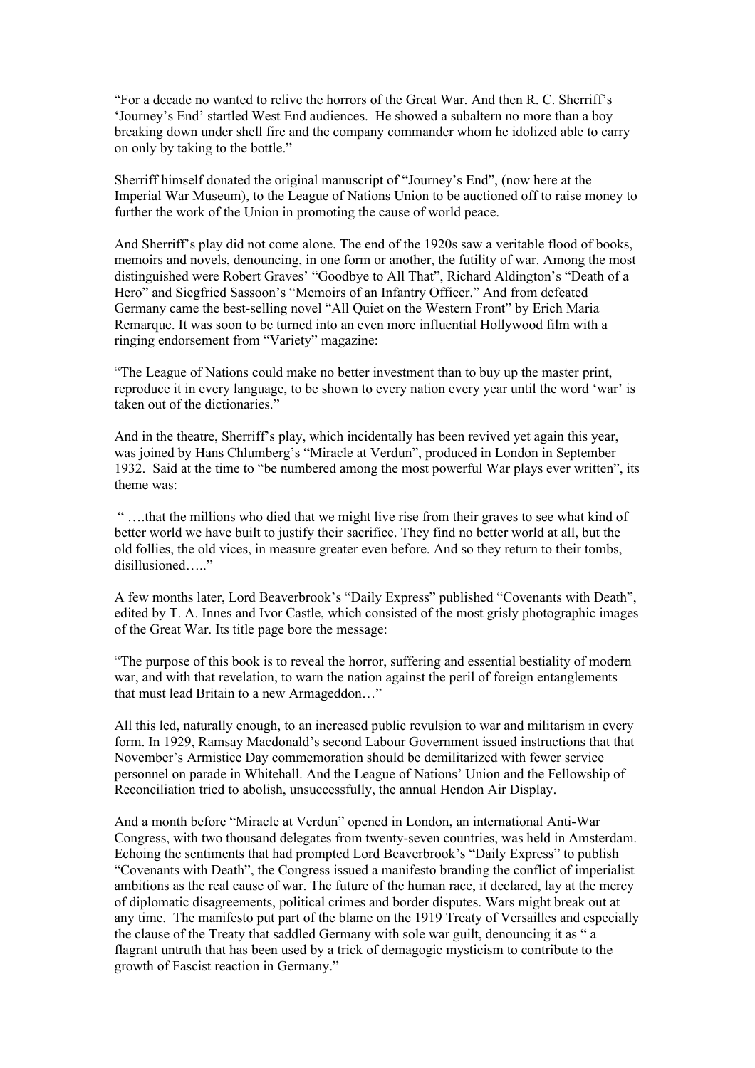"For a decade no wanted to relive the horrors of the Great War. And then R. C. Sherriff's 'Journey's End' startled West End audiences. He showed a subaltern no more than a boy breaking down under shell fire and the company commander whom he idolized able to carry on only by taking to the bottle."

Sherriff himself donated the original manuscript of "Journey's End", (now here at the Imperial War Museum), to the League of Nations Union to be auctioned off to raise money to further the work of the Union in promoting the cause of world peace.

And Sherriff's play did not come alone. The end of the 1920s saw a veritable flood of books, memoirs and novels, denouncing, in one form or another, the futility of war. Among the most distinguished were Robert Graves' "Goodbye to All That", Richard Aldington's "Death of a Hero" and Siegfried Sassoon's "Memoirs of an Infantry Officer." And from defeated Germany came the best-selling novel "All Quiet on the Western Front" by Erich Maria Remarque. It was soon to be turned into an even more influential Hollywood film with a ringing endorsement from "Variety" magazine:

"The League of Nations could make no better investment than to buy up the master print, reproduce it in every language, to be shown to every nation every year until the word 'war' is taken out of the dictionaries."

And in the theatre, Sherriff's play, which incidentally has been revived yet again this year, was joined by Hans Chlumberg's "Miracle at Verdun", produced in London in September 1932. Said at the time to "be numbered among the most powerful War plays ever written", its theme was:

" ….that the millions who died that we might live rise from their graves to see what kind of better world we have built to justify their sacrifice. They find no better world at all, but the old follies, the old vices, in measure greater even before. And so they return to their tombs, disillusioned….."

A few months later, Lord Beaverbrook's "Daily Express" published "Covenants with Death", edited by T. A. Innes and Ivor Castle, which consisted of the most grisly photographic images of the Great War. Its title page bore the message:

"The purpose of this book is to reveal the horror, suffering and essential bestiality of modern war, and with that revelation, to warn the nation against the peril of foreign entanglements that must lead Britain to a new Armageddon…"

All this led, naturally enough, to an increased public revulsion to war and militarism in every form. In 1929, Ramsay Macdonald's second Labour Government issued instructions that that November's Armistice Day commemoration should be demilitarized with fewer service personnel on parade in Whitehall. And the League of Nations' Union and the Fellowship of Reconciliation tried to abolish, unsuccessfully, the annual Hendon Air Display.

And a month before "Miracle at Verdun" opened in London, an international Anti-War Congress, with two thousand delegates from twenty-seven countries, was held in Amsterdam. Echoing the sentiments that had prompted Lord Beaverbrook's "Daily Express" to publish "Covenants with Death", the Congress issued a manifesto branding the conflict of imperialist ambitions as the real cause of war. The future of the human race, it declared, lay at the mercy of diplomatic disagreements, political crimes and border disputes. Wars might break out at any time. The manifesto put part of the blame on the 1919 Treaty of Versailles and especially the clause of the Treaty that saddled Germany with sole war guilt, denouncing it as " a flagrant untruth that has been used by a trick of demagogic mysticism to contribute to the growth of Fascist reaction in Germany."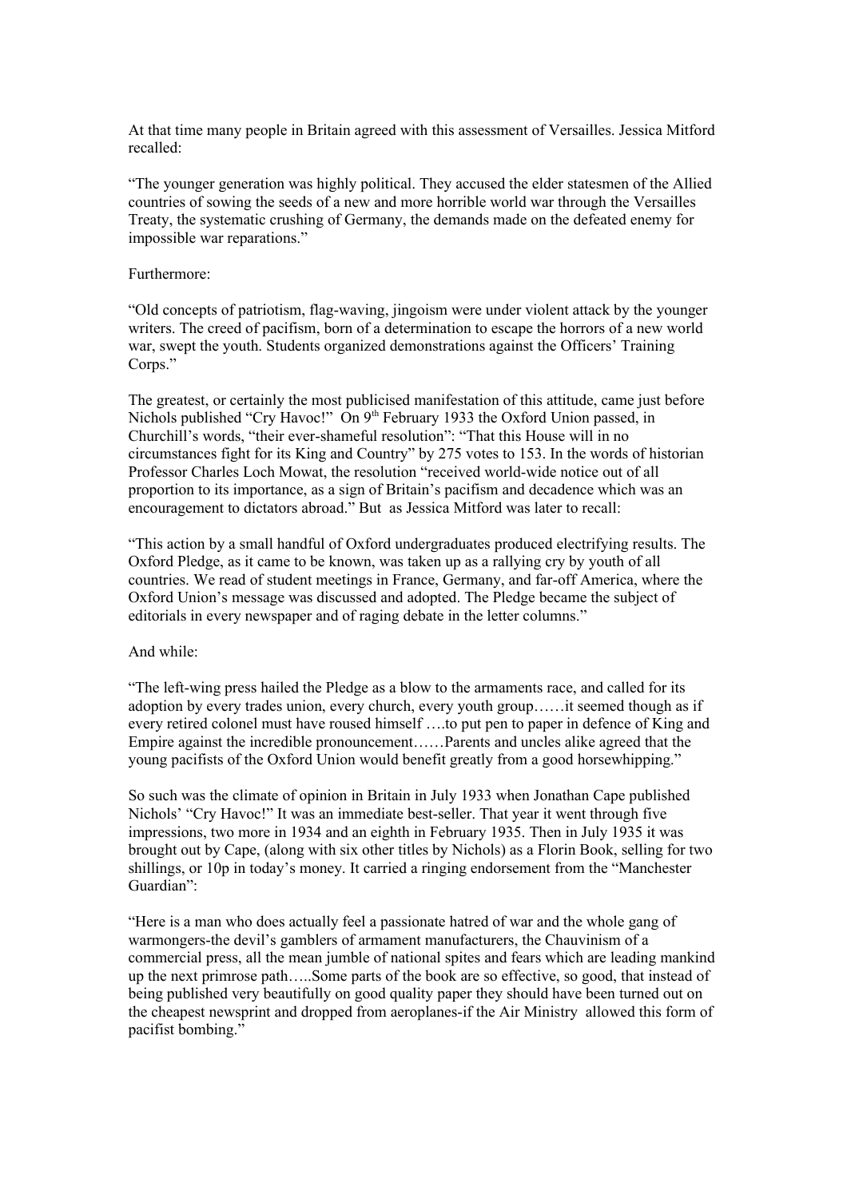At that time many people in Britain agreed with this assessment of Versailles. Jessica Mitford recalled:

"The younger generation was highly political. They accused the elder statesmen of the Allied countries of sowing the seeds of a new and more horrible world war through the Versailles Treaty, the systematic crushing of Germany, the demands made on the defeated enemy for impossible war reparations."

Furthermore:

"Old concepts of patriotism, flag-waving, jingoism were under violent attack by the younger writers. The creed of pacifism, born of a determination to escape the horrors of a new world war, swept the youth. Students organized demonstrations against the Officers' Training Corps."

The greatest, or certainly the most publicised manifestation of this attitude, came just before Nichols published "Cry Havoc!" On 9th February 1933 the Oxford Union passed, in Churchill's words, "their ever-shameful resolution": "That this House will in no circumstances fight for its King and Country" by 275 votes to 153. In the words of historian Professor Charles Loch Mowat, the resolution "received world-wide notice out of all proportion to its importance, as a sign of Britain's pacifism and decadence which was an encouragement to dictators abroad." But as Jessica Mitford was later to recall:

"This action by a small handful of Oxford undergraduates produced electrifying results. The Oxford Pledge, as it came to be known, was taken up as a rallying cry by youth of all countries. We read of student meetings in France, Germany, and far-off America, where the Oxford Union's message was discussed and adopted. The Pledge became the subject of editorials in every newspaper and of raging debate in the letter columns."

And while:

"The left-wing press hailed the Pledge as a blow to the armaments race, and called for its adoption by every trades union, every church, every youth group……it seemed though as if every retired colonel must have roused himself ….to put pen to paper in defence of King and Empire against the incredible pronouncement……Parents and uncles alike agreed that the young pacifists of the Oxford Union would benefit greatly from a good horsewhipping."

So such was the climate of opinion in Britain in July 1933 when Jonathan Cape published Nichols' "Cry Havoc!" It was an immediate best-seller. That year it went through five impressions, two more in 1934 and an eighth in February 1935. Then in July 1935 it was brought out by Cape, (along with six other titles by Nichols) as a Florin Book, selling for two shillings, or 10p in today's money. It carried a ringing endorsement from the "Manchester Guardian":

"Here is a man who does actually feel a passionate hatred of war and the whole gang of warmongers-the devil's gamblers of armament manufacturers, the Chauvinism of a commercial press, all the mean jumble of national spites and fears which are leading mankind up the next primrose path…..Some parts of the book are so effective, so good, that instead of being published very beautifully on good quality paper they should have been turned out on the cheapest newsprint and dropped from aeroplanes-if the Air Ministry allowed this form of pacifist bombing."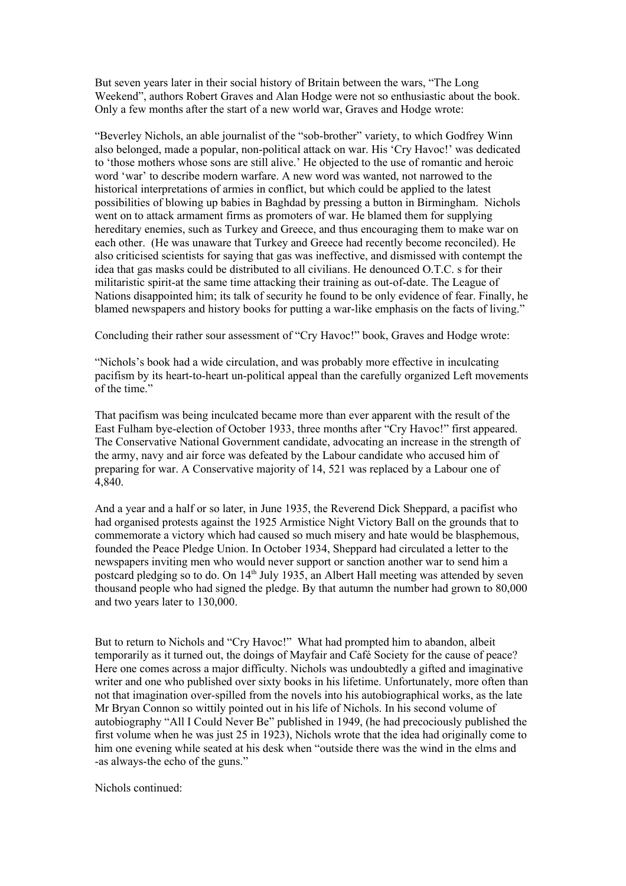But seven years later in their social history of Britain between the wars, "The Long Weekend", authors Robert Graves and Alan Hodge were not so enthusiastic about the book. Only a few months after the start of a new world war, Graves and Hodge wrote:

"Beverley Nichols, an able journalist of the "sob-brother" variety, to which Godfrey Winn also belonged, made a popular, non-political attack on war. His 'Cry Havoc!' was dedicated to 'those mothers whose sons are still alive.' He objected to the use of romantic and heroic word 'war' to describe modern warfare. A new word was wanted, not narrowed to the historical interpretations of armies in conflict, but which could be applied to the latest possibilities of blowing up babies in Baghdad by pressing a button in Birmingham. Nichols went on to attack armament firms as promoters of war. He blamed them for supplying hereditary enemies, such as Turkey and Greece, and thus encouraging them to make war on each other. (He was unaware that Turkey and Greece had recently become reconciled). He also criticised scientists for saying that gas was ineffective, and dismissed with contempt the idea that gas masks could be distributed to all civilians. He denounced O.T.C. s for their militaristic spirit-at the same time attacking their training as out-of-date. The League of Nations disappointed him; its talk of security he found to be only evidence of fear. Finally, he blamed newspapers and history books for putting a war-like emphasis on the facts of living."

Concluding their rather sour assessment of "Cry Havoc!" book, Graves and Hodge wrote:

"Nichols's book had a wide circulation, and was probably more effective in inculcating pacifism by its heart-to-heart un-political appeal than the carefully organized Left movements of the time."

That pacifism was being inculcated became more than ever apparent with the result of the East Fulham bye-election of October 1933, three months after "Cry Havoc!" first appeared. The Conservative National Government candidate, advocating an increase in the strength of the army, navy and air force was defeated by the Labour candidate who accused him of preparing for war. A Conservative majority of 14, 521 was replaced by a Labour one of 4,840.

And a year and a half or so later, in June 1935, the Reverend Dick Sheppard, a pacifist who had organised protests against the 1925 Armistice Night Victory Ball on the grounds that to commemorate a victory which had caused so much misery and hate would be blasphemous, founded the Peace Pledge Union. In October 1934, Sheppard had circulated a letter to the newspapers inviting men who would never support or sanction another war to send him a postcard pledging so to do. On 14th July 1935, an Albert Hall meeting was attended by seven thousand people who had signed the pledge. By that autumn the number had grown to 80,000 and two years later to 130,000.

But to return to Nichols and "Cry Havoc!" What had prompted him to abandon, albeit temporarily as it turned out, the doings of Mayfair and Café Society for the cause of peace? Here one comes across a major difficulty. Nichols was undoubtedly a gifted and imaginative writer and one who published over sixty books in his lifetime. Unfortunately, more often than not that imagination over-spilled from the novels into his autobiographical works, as the late Mr Bryan Connon so wittily pointed out in his life of Nichols. In his second volume of autobiography "All I Could Never Be" published in 1949, (he had precociously published the first volume when he was just 25 in 1923), Nichols wrote that the idea had originally come to him one evening while seated at his desk when "outside there was the wind in the elms and -as always-the echo of the guns."

Nichols continued: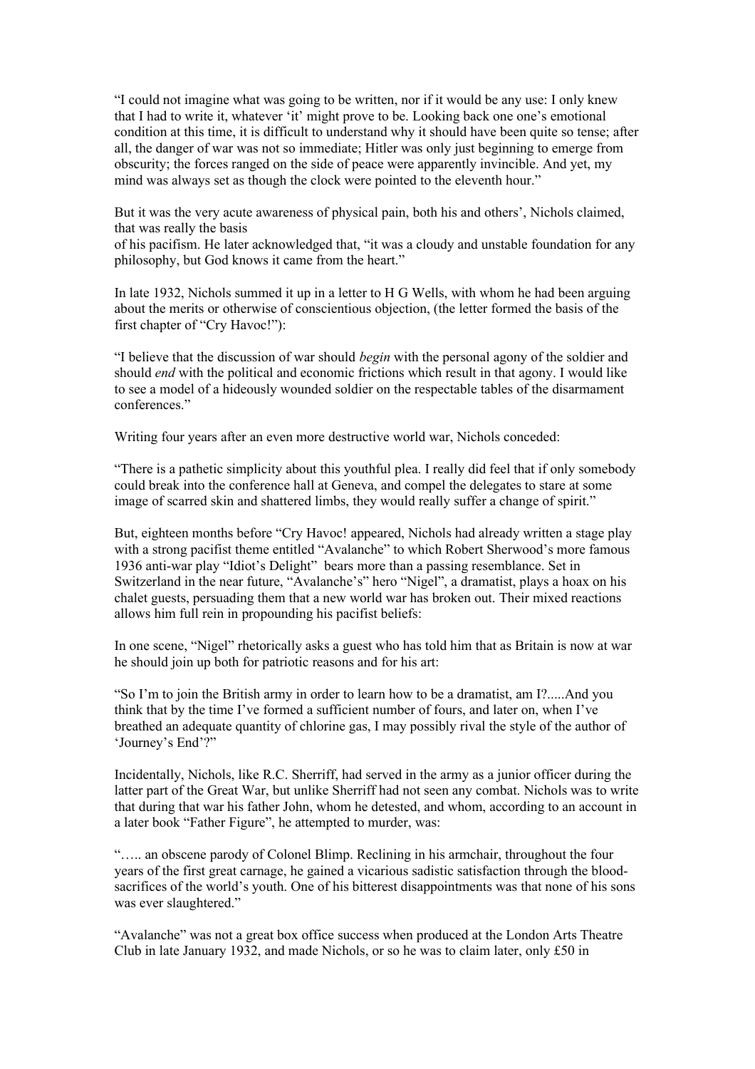"I could not imagine what was going to be written, nor if it would be any use: I only knew that I had to write it, whatever 'it' might prove to be. Looking back one one's emotional condition at this time, it is difficult to understand why it should have been quite so tense; after all, the danger of war was not so immediate; Hitler was only just beginning to emerge from obscurity; the forces ranged on the side of peace were apparently invincible. And yet, my mind was always set as though the clock were pointed to the eleventh hour."

But it was the very acute awareness of physical pain, both his and others', Nichols claimed, that was really the basis of his pacifism. He later acknowledged that, "it was a cloudy and unstable foundation for any philosophy, but God knows it came from the heart."

In late 1932, Nichols summed it up in a letter to H G Wells, with whom he had been arguing about the merits or otherwise of conscientious objection, (the letter formed the basis of the first chapter of "Cry Havoc!"):

"I believe that the discussion of war should *begin* with the personal agony of the soldier and should *end* with the political and economic frictions which result in that agony. I would like to see a model of a hideously wounded soldier on the respectable tables of the disarmament conferences."

Writing four years after an even more destructive world war, Nichols conceded:

"There is a pathetic simplicity about this youthful plea. I really did feel that if only somebody could break into the conference hall at Geneva, and compel the delegates to stare at some image of scarred skin and shattered limbs, they would really suffer a change of spirit."

But, eighteen months before "Cry Havoc! appeared, Nichols had already written a stage play with a strong pacifist theme entitled "Avalanche" to which Robert Sherwood's more famous 1936 anti-war play "Idiot's Delight" bears more than a passing resemblance. Set in Switzerland in the near future, "Avalanche's" hero "Nigel", a dramatist, plays a hoax on his chalet guests, persuading them that a new world war has broken out. Their mixed reactions allows him full rein in propounding his pacifist beliefs:

In one scene, "Nigel" rhetorically asks a guest who has told him that as Britain is now at war he should join up both for patriotic reasons and for his art:

"So I'm to join the British army in order to learn how to be a dramatist, am I?.....And you think that by the time I've formed a sufficient number of fours, and later on, when I've breathed an adequate quantity of chlorine gas, I may possibly rival the style of the author of 'Journey's End'?"

Incidentally, Nichols, like R.C. Sherriff, had served in the army as a junior officer during the latter part of the Great War, but unlike Sherriff had not seen any combat. Nichols was to write that during that war his father John, whom he detested, and whom, according to an account in a later book "Father Figure", he attempted to murder, was:

"….. an obscene parody of Colonel Blimp. Reclining in his armchair, throughout the four years of the first great carnage, he gained a vicarious sadistic satisfaction through the blood-sacrifices of the world's youth. One of his bitterest disappointments was that none of his sons was ever slaughtered."

"Avalanche" was not a great box office success when produced at the London Arts Theatre Club in late January 1932, and made Nichols, or so he was to claim later, only £50 in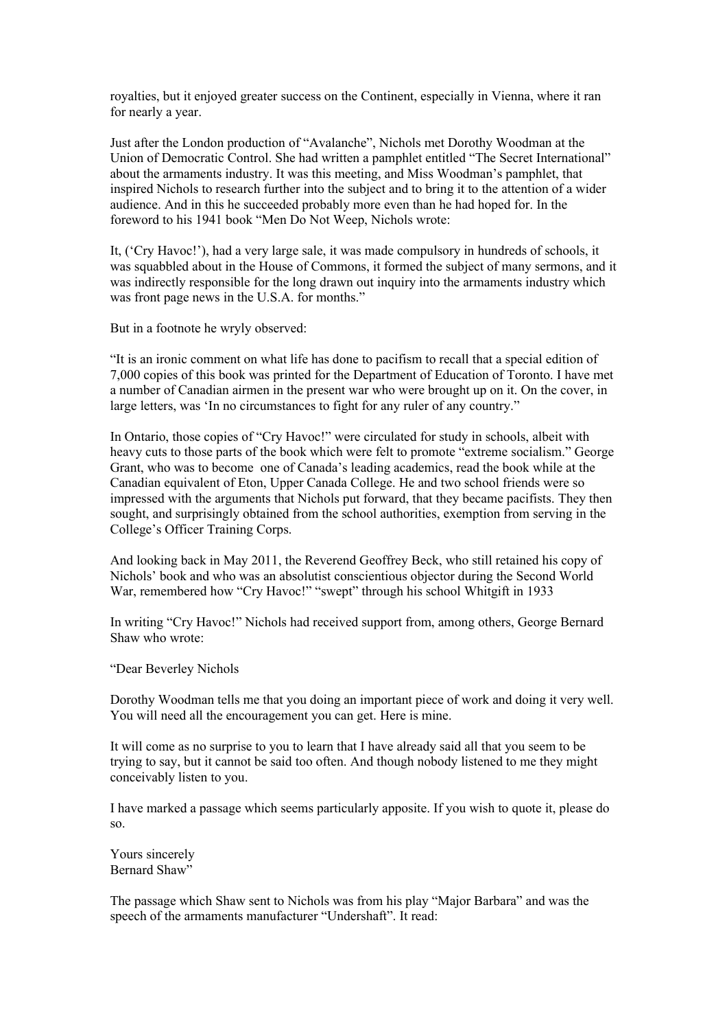royalties, but it enjoyed greater success on the Continent, especially in Vienna, where it ran for nearly a year.

Just after the London production of "Avalanche", Nichols met Dorothy Woodman at the Union of Democratic Control. She had written a pamphlet entitled "The Secret International" about the armaments industry. It was this meeting, and Miss Woodman's pamphlet, that inspired Nichols to research further into the subject and to bring it to the attention of a wider audience. And in this he succeeded probably more even than he had hoped for. In the foreword to his 1941 book "Men Do Not Weep, Nichols wrote:

It, ('Cry Havoc!'), had a very large sale, it was made compulsory in hundreds of schools, it was squabbled about in the House of Commons, it formed the subject of many sermons, and it was indirectly responsible for the long drawn out inquiry into the armaments industry which was front page news in the U.S.A. for months."

But in a footnote he wryly observed:

"It is an ironic comment on what life has done to pacifism to recall that a special edition of 7,000 copies of this book was printed for the Department of Education of Toronto. I have met a number of Canadian airmen in the present war who were brought up on it. On the cover, in large letters, was 'In no circumstances to fight for any ruler of any country."

In Ontario, those copies of "Cry Havoc!" were circulated for study in schools, albeit with heavy cuts to those parts of the book which were felt to promote "extreme socialism." George Grant, who was to become one of Canada's leading academics, read the book while at the Canadian equivalent of Eton, Upper Canada College. He and two school friends were so impressed with the arguments that Nichols put forward, that they became pacifists. They then sought, and surprisingly obtained from the school authorities, exemption from serving in the College's Officer Training Corps.

And looking back in May 2011, the Reverend Geoffrey Beck, who still retained his copy of Nichols' book and who was an absolutist conscientious objector during the Second World War, remembered how "Cry Havoc!" "swept" through his school Whitgift in 1933

In writing "Cry Havoc!" Nichols had received support from, among others, George Bernard Shaw who wrote:

"Dear Beverley Nichols

Dorothy Woodman tells me that you doing an important piece of work and doing it very well. You will need all the encouragement you can get. Here is mine.

It will come as no surprise to you to learn that I have already said all that you seem to be trying to say, but it cannot be said too often. And though nobody listened to me they might conceivably listen to you.

I have marked a passage which seems particularly apposite. If you wish to quote it, please do so.

Yours sincerely
Bernard Shaw"

The passage which Shaw sent to Nichols was from his play "Major Barbara" and was the speech of the armaments manufacturer "Undershaft". It read: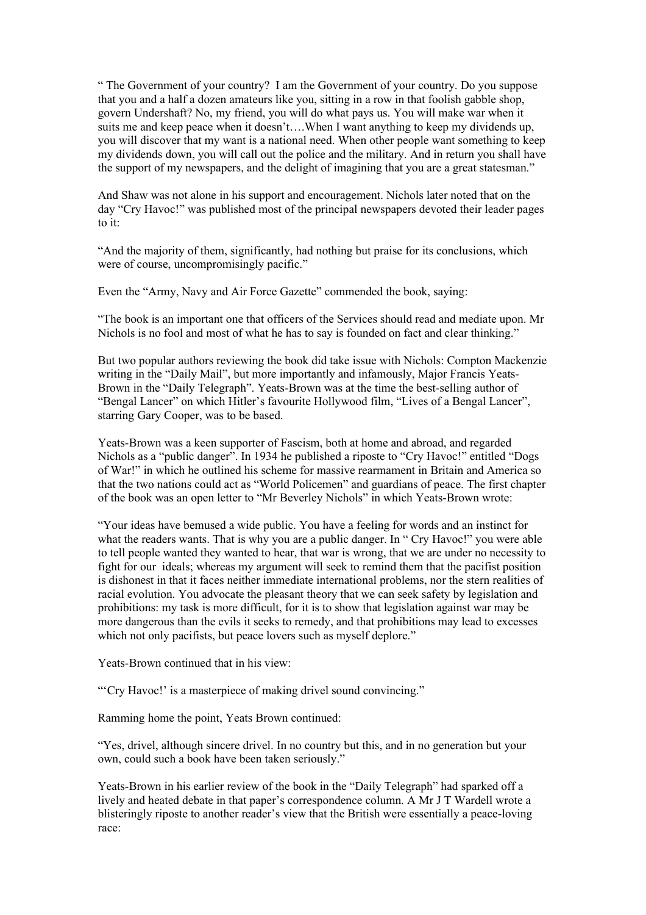" The Government of your country? I am the Government of your country. Do you suppose that you and a half a dozen amateurs like you, sitting in a row in that foolish gabble shop, govern Undershaft? No, my friend, you will do what pays us. You will make war when it suits me and keep peace when it doesn't….When I want anything to keep my dividends up, you will discover that my want is a national need. When other people want something to keep my dividends down, you will call out the police and the military. And in return you shall have the support of my newspapers, and the delight of imagining that you are a great statesman."

And Shaw was not alone in his support and encouragement. Nichols later noted that on the day "Cry Havoc!" was published most of the principal newspapers devoted their leader pages to it:

"And the majority of them, significantly, had nothing but praise for its conclusions, which were of course, uncompromisingly pacific."

Even the "Army, Navy and Air Force Gazette" commended the book, saying:

"The book is an important one that officers of the Services should read and mediate upon. Mr Nichols is no fool and most of what he has to say is founded on fact and clear thinking."

But two popular authors reviewing the book did take issue with Nichols: Compton Mackenzie writing in the "Daily Mail", but more importantly and infamously, Major Francis Yeats-Brown in the "Daily Telegraph". Yeats-Brown was at the time the best-selling author of "Bengal Lancer" on which Hitler's favourite Hollywood film, "Lives of a Bengal Lancer", starring Gary Cooper, was to be based.

Yeats-Brown was a keen supporter of Fascism, both at home and abroad, and regarded Nichols as a "public danger". In 1934 he published a riposte to "Cry Havoc!" entitled "Dogs of War!" in which he outlined his scheme for massive rearmament in Britain and America so that the two nations could act as "World Policemen" and guardians of peace. The first chapter of the book was an open letter to "Mr Beverley Nichols" in which Yeats-Brown wrote:

"Your ideas have bemused a wide public. You have a feeling for words and an instinct for what the readers wants. That is why you are a public danger. In " Cry Havoc!" you were able to tell people wanted they wanted to hear, that war is wrong, that we are under no necessity to fight for our ideals; whereas my argument will seek to remind them that the pacifist position is dishonest in that it faces neither immediate international problems, nor the stern realities of racial evolution. You advocate the pleasant theory that we can seek safety by legislation and prohibitions: my task is more difficult, for it is to show that legislation against war may be more dangerous than the evils it seeks to remedy, and that prohibitions may lead to excesses which not only pacifists, but peace lovers such as myself deplore."

Yeats-Brown continued that in his view:

"'Cry Havoc!' is a masterpiece of making drivel sound convincing."

Ramming home the point, Yeats Brown continued:

"Yes, drivel, although sincere drivel. In no country but this, and in no generation but your own, could such a book have been taken seriously."

Yeats-Brown in his earlier review of the book in the "Daily Telegraph" had sparked off a lively and heated debate in that paper's correspondence column. A Mr J T Wardell wrote a blisteringly riposte to another reader's view that the British were essentially a peace-loving race: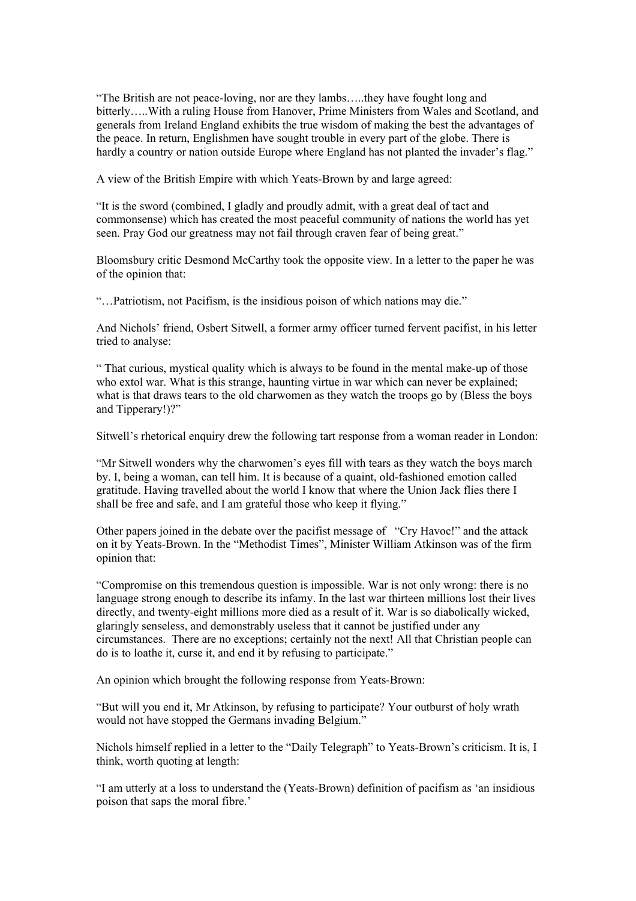"The British are not peace-loving, nor are they lambs…..they have fought long and bitterly…..With a ruling House from Hanover, Prime Ministers from Wales and Scotland, and generals from Ireland England exhibits the true wisdom of making the best the advantages of the peace. In return, Englishmen have sought trouble in every part of the globe. There is hardly a country or nation outside Europe where England has not planted the invader's flag."

A view of the British Empire with which Yeats-Brown by and large agreed:

"It is the sword (combined, I gladly and proudly admit, with a great deal of tact and commonsense) which has created the most peaceful community of nations the world has yet seen. Pray God our greatness may not fail through craven fear of being great."

Bloomsbury critic Desmond McCarthy took the opposite view. In a letter to the paper he was of the opinion that:

"…Patriotism, not Pacifism, is the insidious poison of which nations may die."

And Nichols' friend, Osbert Sitwell, a former army officer turned fervent pacifist, in his letter tried to analyse:

" That curious, mystical quality which is always to be found in the mental make-up of those who extol war. What is this strange, haunting virtue in war which can never be explained; what is that draws tears to the old charwomen as they watch the troops go by (Bless the boys and Tipperary!)?"

Sitwell's rhetorical enquiry drew the following tart response from a woman reader in London:

"Mr Sitwell wonders why the charwomen's eyes fill with tears as they watch the boys march by. I, being a woman, can tell him. It is because of a quaint, old-fashioned emotion called gratitude. Having travelled about the world I know that where the Union Jack flies there I shall be free and safe, and I am grateful those who keep it flying."

Other papers joined in the debate over the pacifist message of "Cry Havoc!" and the attack on it by Yeats-Brown. In the "Methodist Times", Minister William Atkinson was of the firm opinion that:

"Compromise on this tremendous question is impossible. War is not only wrong: there is no language strong enough to describe its infamy. In the last war thirteen millions lost their lives directly, and twenty-eight millions more died as a result of it. War is so diabolically wicked, glaringly senseless, and demonstrably useless that it cannot be justified under any circumstances. There are no exceptions; certainly not the next! All that Christian people can do is to loathe it, curse it, and end it by refusing to participate."

An opinion which brought the following response from Yeats-Brown:

"But will you end it, Mr Atkinson, by refusing to participate? Your outburst of holy wrath would not have stopped the Germans invading Belgium."

Nichols himself replied in a letter to the "Daily Telegraph" to Yeats-Brown's criticism. It is, I think, worth quoting at length:

"I am utterly at a loss to understand the (Yeats-Brown) definition of pacifism as 'an insidious poison that saps the moral fibre.'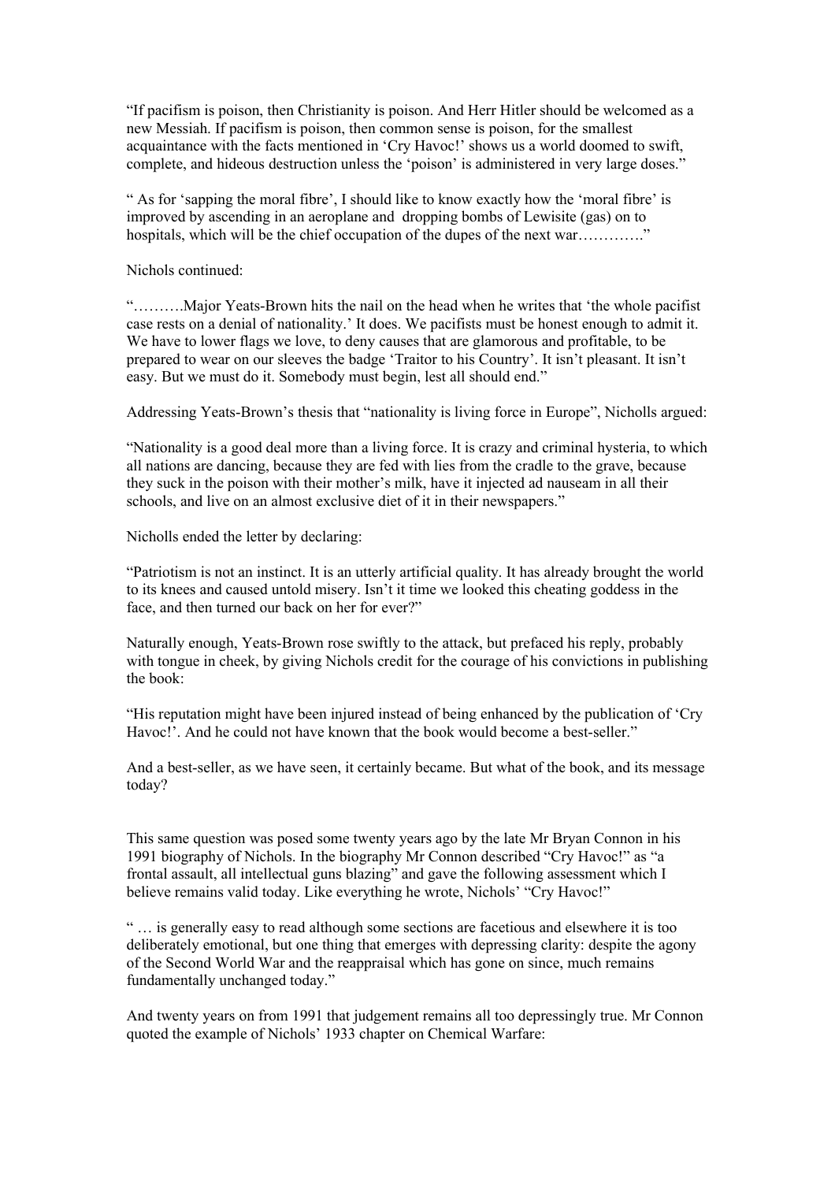"If pacifism is poison, then Christianity is poison. And Herr Hitler should be welcomed as a new Messiah. If pacifism is poison, then common sense is poison, for the smallest acquaintance with the facts mentioned in 'Cry Havoc!' shows us a world doomed to swift, complete, and hideous destruction unless the 'poison' is administered in very large doses."

" As for 'sapping the moral fibre', I should like to know exactly how the 'moral fibre' is improved by ascending in an aeroplane and dropping bombs of Lewisite (gas) on to hospitals, which will be the chief occupation of the dupes of the next war…………."

Nichols continued:

"……….Major Yeats-Brown hits the nail on the head when he writes that 'the whole pacifist case rests on a denial of nationality.' It does. We pacifists must be honest enough to admit it. We have to lower flags we love, to deny causes that are glamorous and profitable, to be prepared to wear on our sleeves the badge 'Traitor to his Country'. It isn't pleasant. It isn't easy. But we must do it. Somebody must begin, lest all should end."

Addressing Yeats-Brown's thesis that "nationality is living force in Europe", Nicholls argued:

"Nationality is a good deal more than a living force. It is crazy and criminal hysteria, to which all nations are dancing, because they are fed with lies from the cradle to the grave, because they suck in the poison with their mother's milk, have it injected ad nauseam in all their schools, and live on an almost exclusive diet of it in their newspapers."

Nicholls ended the letter by declaring:

"Patriotism is not an instinct. It is an utterly artificial quality. It has already brought the world to its knees and caused untold misery. Isn't it time we looked this cheating goddess in the face, and then turned our back on her for ever?"

Naturally enough, Yeats-Brown rose swiftly to the attack, but prefaced his reply, probably with tongue in cheek, by giving Nichols credit for the courage of his convictions in publishing the book:

"His reputation might have been injured instead of being enhanced by the publication of 'Cry Havoc!'. And he could not have known that the book would become a best-seller."

And a best-seller, as we have seen, it certainly became. But what of the book, and its message today?

This same question was posed some twenty years ago by the late Mr Bryan Connon in his 1991 biography of Nichols. In the biography Mr Connon described "Cry Havoc!" as "a frontal assault, all intellectual guns blazing" and gave the following assessment which I believe remains valid today. Like everything he wrote, Nichols' "Cry Havoc!"

" … is generally easy to read although some sections are facetious and elsewhere it is too deliberately emotional, but one thing that emerges with depressing clarity: despite the agony of the Second World War and the reappraisal which has gone on since, much remains fundamentally unchanged today."

And twenty years on from 1991 that judgement remains all too depressingly true. Mr Connon quoted the example of Nichols' 1933 chapter on Chemical Warfare: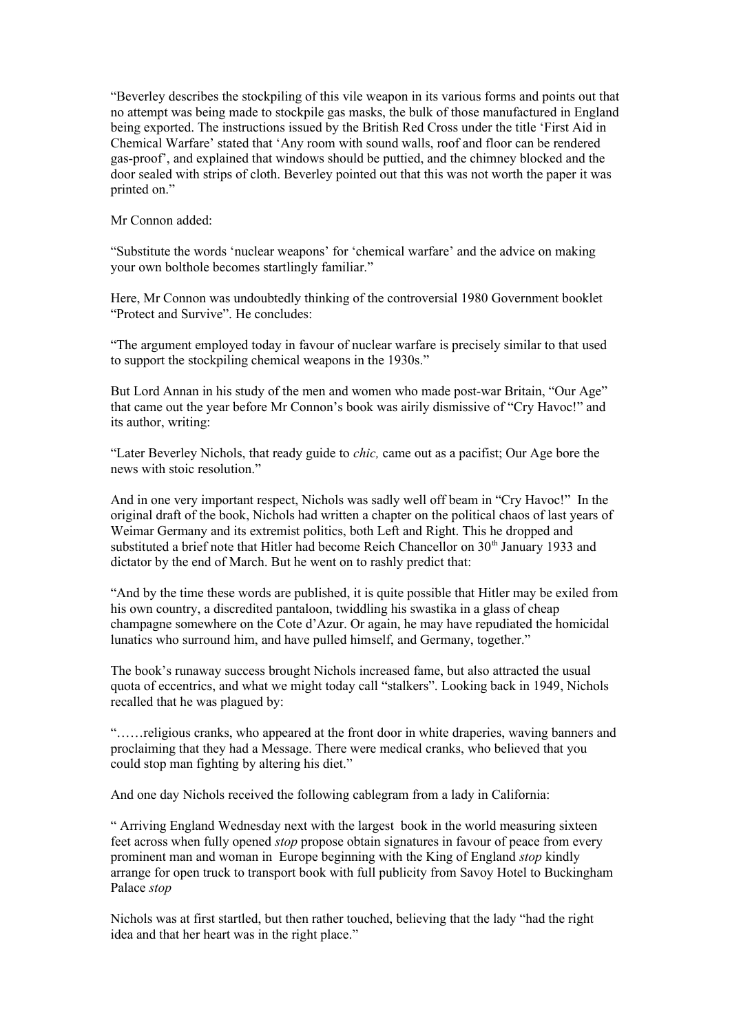"Beverley describes the stockpiling of this vile weapon in its various forms and points out that no attempt was being made to stockpile gas masks, the bulk of those manufactured in England being exported. The instructions issued by the British Red Cross under the title 'First Aid in Chemical Warfare' stated that 'Any room with sound walls, roof and floor can be rendered gas-proof', and explained that windows should be puttied, and the chimney blocked and the door sealed with strips of cloth. Beverley pointed out that this was not worth the paper it was printed on."

Mr Connon added:

"Substitute the words 'nuclear weapons' for 'chemical warfare' and the advice on making your own bolthole becomes startlingly familiar."

Here, Mr Connon was undoubtedly thinking of the controversial 1980 Government booklet "Protect and Survive". He concludes:

"The argument employed today in favour of nuclear warfare is precisely similar to that used to support the stockpiling chemical weapons in the 1930s."

But Lord Annan in his study of the men and women who made post-war Britain, "Our Age" that came out the year before Mr Connon's book was airily dismissive of "Cry Havoc!" and its author, writing:

"Later Beverley Nichols, that ready guide to *chic,* came out as a pacifist; Our Age bore the news with stoic resolution."

And in one very important respect, Nichols was sadly well off beam in "Cry Havoc!" In the original draft of the book, Nichols had written a chapter on the political chaos of last years of Weimar Germany and its extremist politics, both Left and Right. This he dropped and substituted a brief note that Hitler had become Reich Chancellor on 30th January 1933 and dictator by the end of March. But he went on to rashly predict that:

"And by the time these words are published, it is quite possible that Hitler may be exiled from his own country, a discredited pantaloon, twiddling his swastika in a glass of cheap champagne somewhere on the Cote d'Azur. Or again, he may have repudiated the homicidal lunatics who surround him, and have pulled himself, and Germany, together."

The book's runaway success brought Nichols increased fame, but also attracted the usual quota of eccentrics, and what we might today call "stalkers". Looking back in 1949, Nichols recalled that he was plagued by:

"……religious cranks, who appeared at the front door in white draperies, waving banners and proclaiming that they had a Message. There were medical cranks, who believed that you could stop man fighting by altering his diet."

And one day Nichols received the following cablegram from a lady in California:

" Arriving England Wednesday next with the largest book in the world measuring sixteen feet across when fully opened *stop* propose obtain signatures in favour of peace from every prominent man and woman in Europe beginning with the King of England *stop* kindly arrange for open truck to transport book with full publicity from Savoy Hotel to Buckingham Palace *stop*

Nichols was at first startled, but then rather touched, believing that the lady "had the right idea and that her heart was in the right place."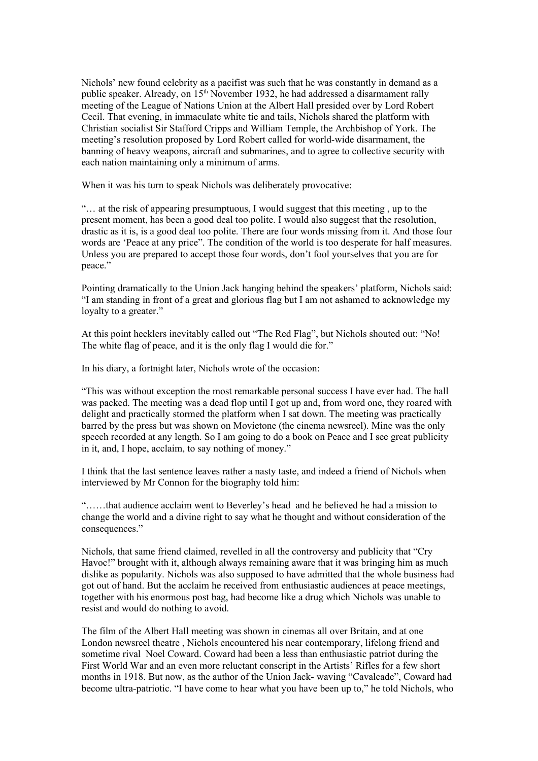Nichols' new found celebrity as a pacifist was such that he was constantly in demand as a public speaker. Already, on 15th November 1932, he had addressed a disarmament rally meeting of the League of Nations Union at the Albert Hall presided over by Lord Robert Cecil. That evening, in immaculate white tie and tails, Nichols shared the platform with Christian socialist Sir Stafford Cripps and William Temple, the Archbishop of York. The meeting's resolution proposed by Lord Robert called for world-wide disarmament, the banning of heavy weapons, aircraft and submarines, and to agree to collective security with each nation maintaining only a minimum of arms.

When it was his turn to speak Nichols was deliberately provocative:

"… at the risk of appearing presumptuous, I would suggest that this meeting , up to the present moment, has been a good deal too polite. I would also suggest that the resolution, drastic as it is, is a good deal too polite. There are four words missing from it. And those four words are 'Peace at any price". The condition of the world is too desperate for half measures. Unless you are prepared to accept those four words, don't fool yourselves that you are for peace."

Pointing dramatically to the Union Jack hanging behind the speakers' platform, Nichols said: "I am standing in front of a great and glorious flag but I am not ashamed to acknowledge my loyalty to a greater."

At this point hecklers inevitably called out "The Red Flag", but Nichols shouted out: "No! The white flag of peace, and it is the only flag I would die for."

In his diary, a fortnight later, Nichols wrote of the occasion:

"This was without exception the most remarkable personal success I have ever had. The hall was packed. The meeting was a dead flop until I got up and, from word one, they roared with delight and practically stormed the platform when I sat down. The meeting was practically barred by the press but was shown on Movietone (the cinema newsreel). Mine was the only speech recorded at any length. So I am going to do a book on Peace and I see great publicity in it, and, I hope, acclaim, to say nothing of money."

I think that the last sentence leaves rather a nasty taste, and indeed a friend of Nichols when interviewed by Mr Connon for the biography told him:

"……that audience acclaim went to Beverley's head and he believed he had a mission to change the world and a divine right to say what he thought and without consideration of the consequences."

Nichols, that same friend claimed, revelled in all the controversy and publicity that "Cry Havoc!" brought with it, although always remaining aware that it was bringing him as much dislike as popularity. Nichols was also supposed to have admitted that the whole business had got out of hand. But the acclaim he received from enthusiastic audiences at peace meetings, together with his enormous post bag, had become like a drug which Nichols was unable to resist and would do nothing to avoid.

The film of the Albert Hall meeting was shown in cinemas all over Britain, and at one London newsreel theatre , Nichols encountered his near contemporary, lifelong friend and sometime rival Noel Coward. Coward had been a less than enthusiastic patriot during the First World War and an even more reluctant conscript in the Artists' Rifles for a few short months in 1918. But now, as the author of the Union Jack- waving "Cavalcade", Coward had become ultra-patriotic. "I have come to hear what you have been up to," he told Nichols, who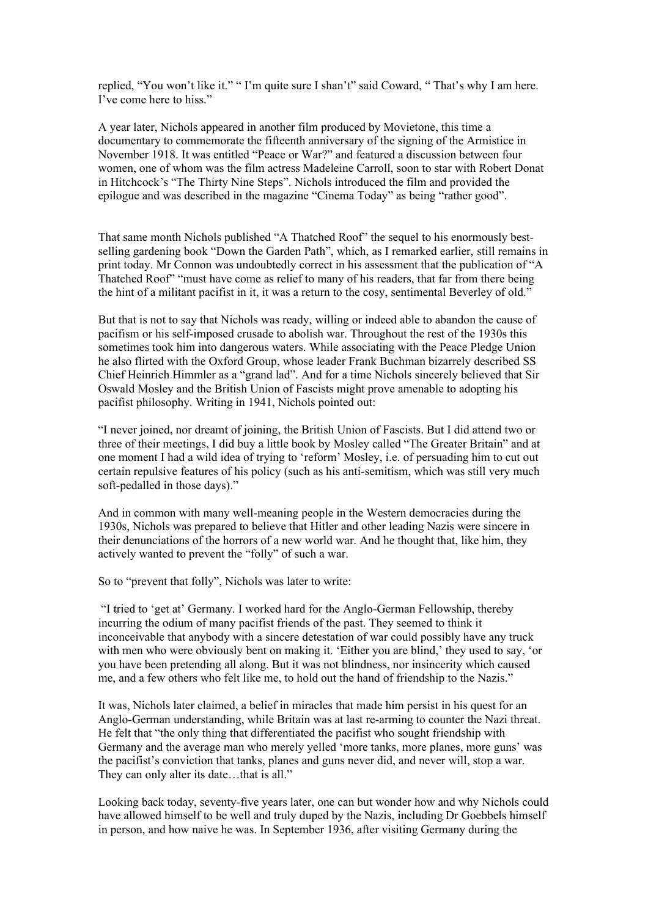replied, "You won't like it." " I'm quite sure I shan't" said Coward, " That's why I am here. I've come here to hiss."

A year later, Nichols appeared in another film produced by Movietone, this time a documentary to commemorate the fifteenth anniversary of the signing of the Armistice in November 1918. It was entitled "Peace or War?" and featured a discussion between four women, one of whom was the film actress Madeleine Carroll, soon to star with Robert Donat in Hitchcock's "The Thirty Nine Steps". Nichols introduced the film and provided the epilogue and was described in the magazine "Cinema Today" as being "rather good".

That same month Nichols published "A Thatched Roof" the sequel to his enormously best-selling gardening book "Down the Garden Path", which, as I remarked earlier, still remains in print today. Mr Connon was undoubtedly correct in his assessment that the publication of "A Thatched Roof" "must have come as relief to many of his readers, that far from there being the hint of a militant pacifist in it, it was a return to the cosy, sentimental Beverley of old."

But that is not to say that Nichols was ready, willing or indeed able to abandon the cause of pacifism or his self-imposed crusade to abolish war. Throughout the rest of the 1930s this sometimes took him into dangerous waters. While associating with the Peace Pledge Union he also flirted with the Oxford Group, whose leader Frank Buchman bizarrely described SS Chief Heinrich Himmler as a "grand lad". And for a time Nichols sincerely believed that Sir Oswald Mosley and the British Union of Fascists might prove amenable to adopting his pacifist philosophy. Writing in 1941, Nichols pointed out:

"I never joined, nor dreamt of joining, the British Union of Fascists. But I did attend two or three of their meetings, I did buy a little book by Mosley called "The Greater Britain" and at one moment I had a wild idea of trying to 'reform' Mosley, i.e. of persuading him to cut out certain repulsive features of his policy (such as his anti-semitism, which was still very much soft-pedalled in those days)."

And in common with many well-meaning people in the Western democracies during the 1930s, Nichols was prepared to believe that Hitler and other leading Nazis were sincere in their denunciations of the horrors of a new world war. And he thought that, like him, they actively wanted to prevent the "folly" of such a war.

So to "prevent that folly", Nichols was later to write:

"I tried to 'get at' Germany. I worked hard for the Anglo-German Fellowship, thereby incurring the odium of many pacifist friends of the past. They seemed to think it inconceivable that anybody with a sincere detestation of war could possibly have any truck with men who were obviously bent on making it. 'Either you are blind,' they used to say, 'or you have been pretending all along. But it was not blindness, nor insincerity which caused me, and a few others who felt like me, to hold out the hand of friendship to the Nazis."

It was, Nichols later claimed, a belief in miracles that made him persist in his quest for an Anglo-German understanding, while Britain was at last re-arming to counter the Nazi threat. He felt that "the only thing that differentiated the pacifist who sought friendship with Germany and the average man who merely yelled 'more tanks, more planes, more guns' was the pacifist's conviction that tanks, planes and guns never did, and never will, stop a war. They can only alter its date…that is all."

Looking back today, seventy-five years later, one can but wonder how and why Nichols could have allowed himself to be well and truly duped by the Nazis, including Dr Goebbels himself in person, and how naive he was. In September 1936, after visiting Germany during the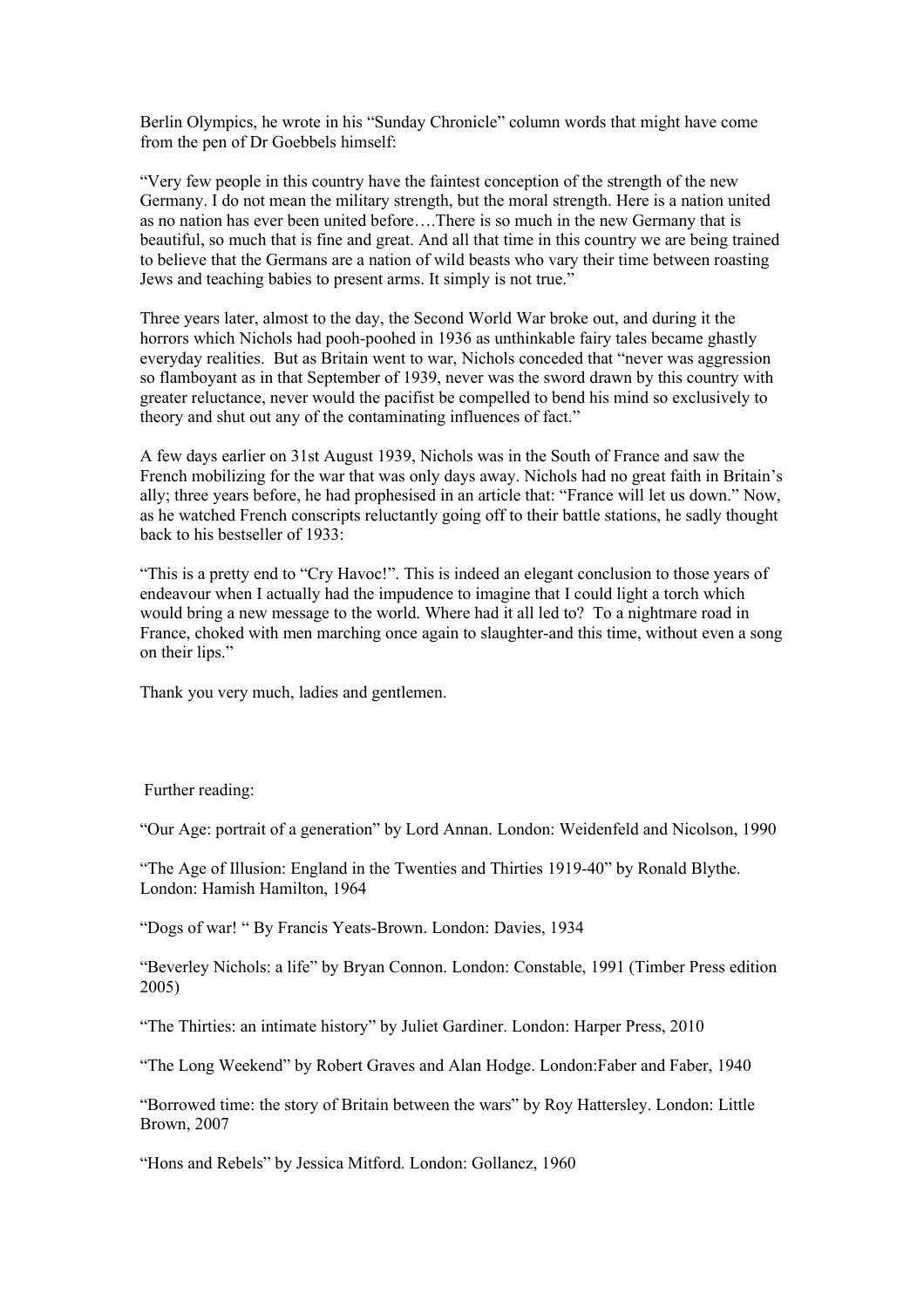Berlin Olympics, he wrote in his "Sunday Chronicle" column words that might have come from the pen of Dr Goebbels himself:

"Very few people in this country have the faintest conception of the strength of the new Germany. I do not mean the military strength, but the moral strength. Here is a nation united as no nation has ever been united before….There is so much in the new Germany that is beautiful, so much that is fine and great. And all that time in this country we are being trained to believe that the Germans are a nation of wild beasts who vary their time between roasting Jews and teaching babies to present arms. It simply is not true."

Three years later, almost to the day, the Second World War broke out, and during it the horrors which Nichols had pooh-poohed in 1936 as unthinkable fairy tales became ghastly everyday realities. But as Britain went to war, Nichols conceded that "never was aggression so flamboyant as in that September of 1939, never was the sword drawn by this country with greater reluctance, never would the pacifist be compelled to bend his mind so exclusively to theory and shut out any of the contaminating influences of fact."

A few days earlier on 31st August 1939, Nichols was in the South of France and saw the French mobilizing for the war that was only days away. Nichols had no great faith in Britain's ally; three years before, he had prophesised in an article that: "France will let us down." Now, as he watched French conscripts reluctantly going off to their battle stations, he sadly thought back to his bestseller of 1933:

"This is a pretty end to "Cry Havoc!". This is indeed an elegant conclusion to those years of endeavour when I actually had the impudence to imagine that I could light a torch which would bring a new message to the world. Where had it all led to? To a nightmare road in France, choked with men marching once again to slaughter-and this time, without even a song on their lips."

Thank you very much, ladies and gentlemen.

Further reading:

"Our Age: portrait of a generation" by Lord Annan. London: Weidenfeld and Nicolson, 1990

"The Age of Illusion: England in the Twenties and Thirties 1919-40" by Ronald Blythe. London: Hamish Hamilton, 1964

"Dogs of war! " By Francis Yeats-Brown. London: Davies, 1934

"Beverley Nichols: a life" by Bryan Connon. London: Constable, 1991 (Timber Press edition 2005)

"The Thirties: an intimate history" by Juliet Gardiner. London: Harper Press, 2010

"The Long Weekend" by Robert Graves and Alan Hodge. London:Faber and Faber, 1940

"Borrowed time: the story of Britain between the wars" by Roy Hattersley. London: Little Brown, 2007

"Hons and Rebels" by Jessica Mitford. London: Gollancz, 1960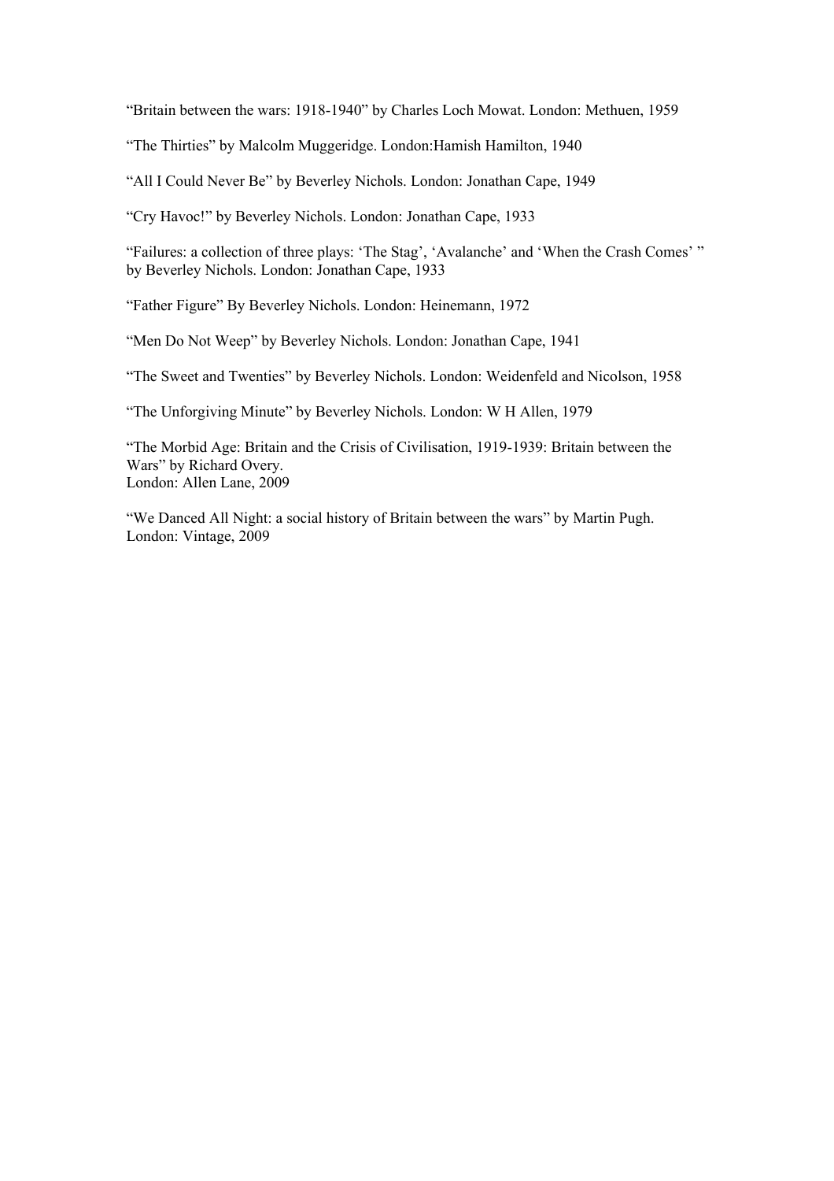“Britain between the wars: 1918-1940” by Charles Loch Mowat. London: Methuen, 1959

“The Thirties” by Malcolm Muggeridge. London:Hamish Hamilton, 1940

“All I Could Never Be” by Beverley Nichols. London: Jonathan Cape, 1949

“Cry Havoc!” by Beverley Nichols. London: Jonathan Cape, 1933

“Failures: a collection of three plays: ‘The Stag’, ‘Avalanche’ and ‘When the Crash Comes’ ” by Beverley Nichols. London: Jonathan Cape, 1933

“Father Figure” By Beverley Nichols. London: Heinemann, 1972

“Men Do Not Weep” by Beverley Nichols. London: Jonathan Cape, 1941

“The Sweet and Twenties” by Beverley Nichols. London: Weidenfeld and Nicolson, 1958

“The Unforgiving Minute” by Beverley Nichols. London: W H Allen, 1979

“The Morbid Age: Britain and the Crisis of Civilisation, 1919-1939: Britain between the Wars” by Richard Overy.
London: Allen Lane, 2009

“We Danced All Night: a social history of Britain between the wars” by Martin Pugh.
London: Vintage, 2009